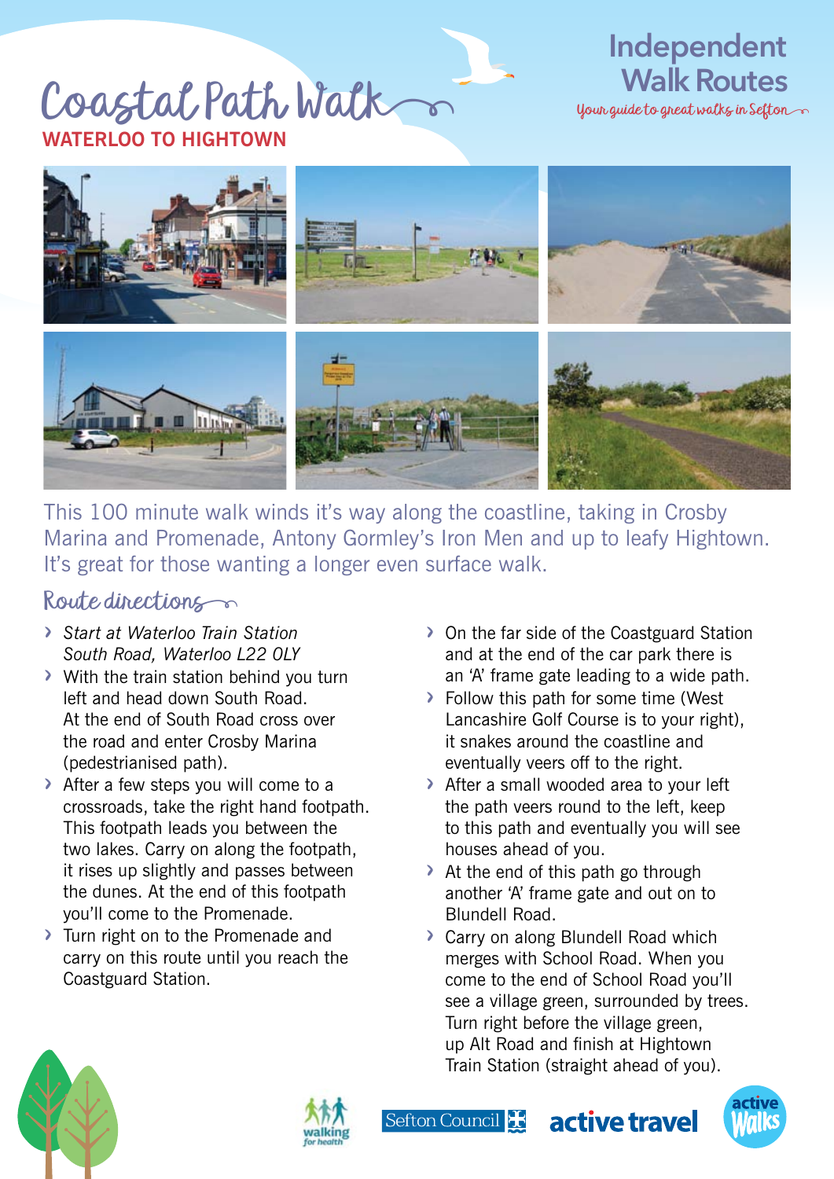# Coastal Path Walk

## WATERLOO TO HIGHTOWN

Independent Walk Routes

*Your guide to great walks in Sefton*

This 100 minute walk winds it's way along the coastline, taking in Crosby Marina and Promenade, Antony Gormley's Iron Men and up to leafy Hightown. It's great for those wanting a longer even surface walk.

## Route directions

- *Start at Waterloo Train Station South Road, Waterloo L22 0LY*
- With the train station behind you turn left and head down South Road. At the end of South Road cross over the road and enter Crosby Marina (pedestrianised path).
- After a few steps you will come to a crossroads, take the right hand footpath. This footpath leads you between the two lakes. Carry on along the footpath, it rises up slightly and passes between the dunes. At the end of this footpath you'll come to the Promenade.
- Turn right on to the Promenade and carry on this route until you reach the Coastguard Station.
- On the far side of the Coastguard Station and at the end of the car park there is an 'A' frame gate leading to a wide path.
- Follow this path for some time (West Lancashire Golf Course is to your right), it snakes around the coastline and eventually veers off to the right.
- After a small wooded area to your left the path veers round to the left, keep to this path and eventually you will see houses ahead of you.
- At the end of this path go through another 'A' frame gate and out on to Blundell Road.
- Carry on along Blundell Road which merges with School Road. When you come to the end of School Road you'll see a village green, surrounded by trees. Turn right before the village green, up Alt Road and finish at Hightown Train Station (straight ahead of you).

walking for health | Sefton Council | active travel | active Walks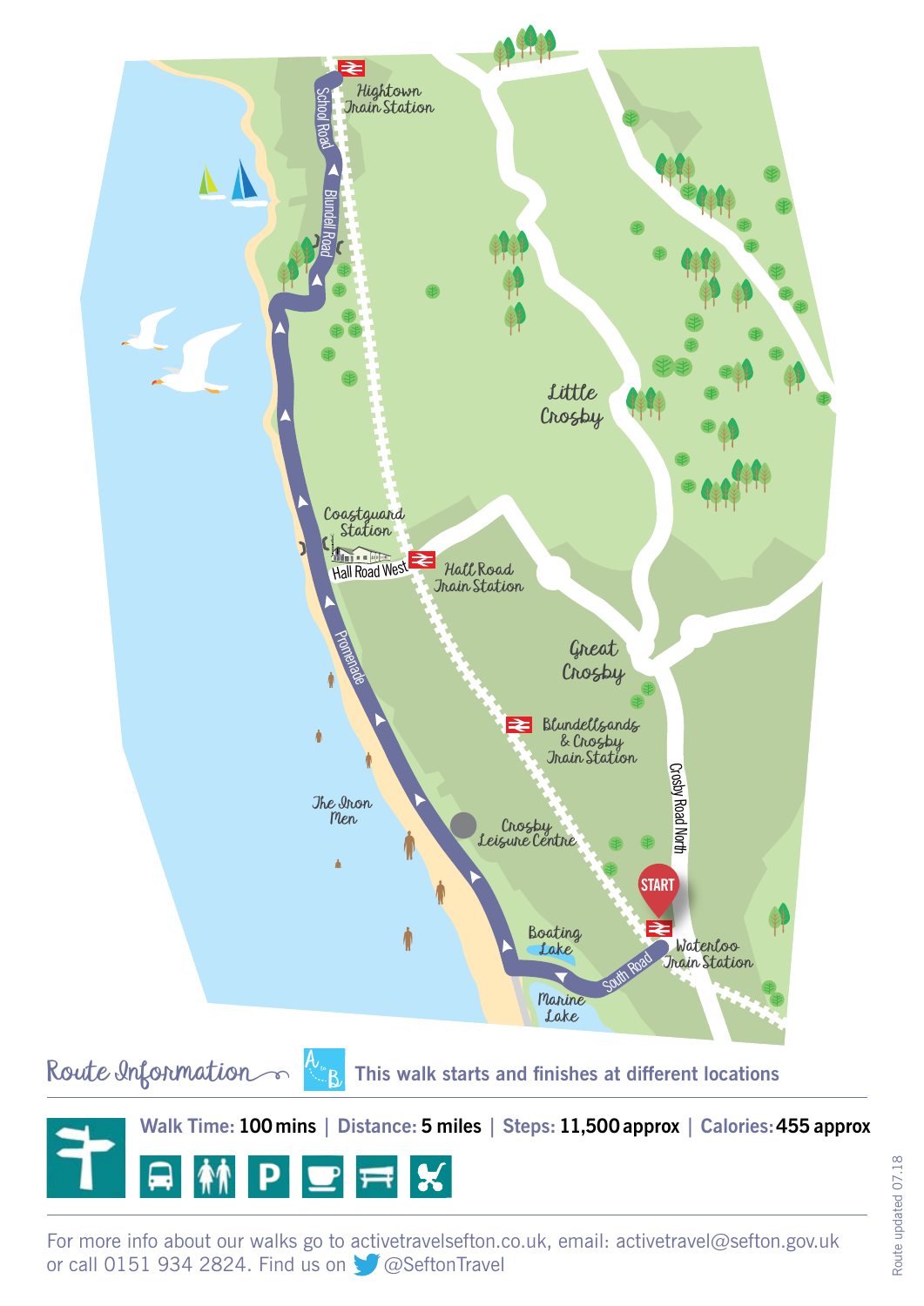Hightown Train Station

School Road

Blundell Road

Little Crosby

Coastguard Station

Hall Road West

Hall Road Train Station

Great Crosby

Promenade

Blundellsands & Crosby Train Station

The Iron Men

Crosby Leisure Centre

Crosby Road North

START

Boating Lake

Waterloo Train Station

South Road

Marine Lake

## Route Information

This walk starts and finishes at different locations

**Walk Time:** 100 mins | **Distance:** 5 miles | **Steps:** 11,500 approx | **Calories:** 455 approx

For more info about our walks go to activetravelsefton.co.uk, email: activetravel@sefton.gov.uk or call 0151 934 2824. Find us on @SeftonTravel

Route updated 07.18